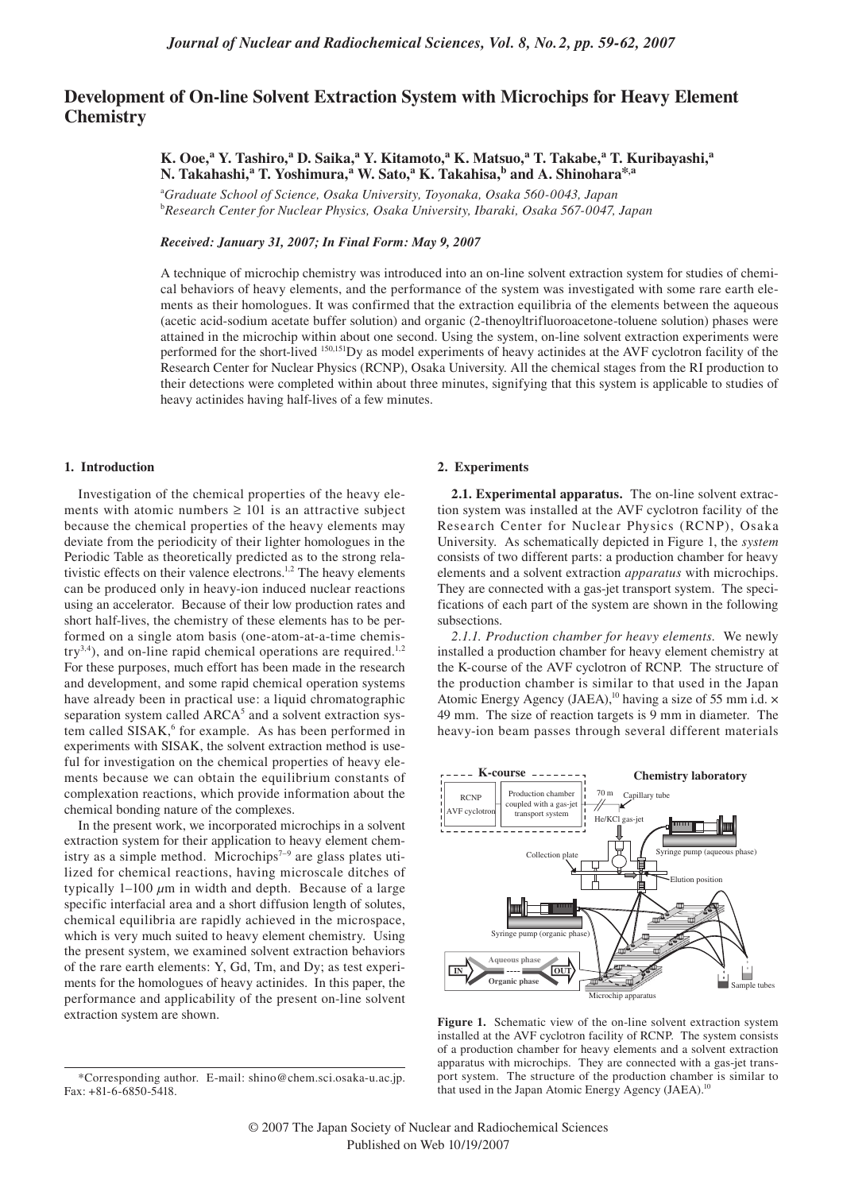# Development of On-line Solvent Extraction System with Microchips for Heavy Element Chemistry

**K. Ooe,[a] Y. Tashiro,[a] D. Saika,[a] Y. Kitamoto,[a] K. Matsuo,[a] T. Takabe,[a] T. Kuribayashi,[a] N. Takahashi,[a] T. Yoshimura,[a] W. Sato,[a] K. Takahisa,[b] and A. Shinohara*,[a]**

[a]*Graduate School of Science, Osaka University, Toyonaka, Osaka 560-0043, Japan*
[b]*Research Center for Nuclear Physics, Osaka University, Ibaraki, Osaka 567-0047, Japan*

***Received: January 31, 2007; In Final Form: May 9, 2007***

A technique of microchip chemistry was introduced into an on-line solvent extraction system for studies of chemical behaviors of heavy elements, and the performance of the system was investigated with some rare earth elements as their homologues. It was confirmed that the extraction equilibria of the elements between the aqueous (acetic acid-sodium acetate buffer solution) and organic (2-thenoyltrifluoroacetone-toluene solution) phases were attained in the microchip within about one second. Using the system, on-line solvent extraction experiments were performed for the short-lived $^{150,151}$Dy as model experiments of heavy actinides at the AVF cyclotron facility of the Research Center for Nuclear Physics (RCNP), Osaka University. All the chemical stages from the RI production to their detections were completed within about three minutes, signifying that this system is applicable to studies of heavy actinides having half-lives of a few minutes.

## 1. Introduction

Investigation of the chemical properties of the heavy elements with atomic numbers ≥ 101 is an attractive subject because the chemical properties of the heavy elements may deviate from the periodicity of their lighter homologues in the Periodic Table as theoretically predicted as to the strong relativistic effects on their valence electrons.[1,2] The heavy elements can be produced only in heavy-ion induced nuclear reactions using an accelerator. Because of their low production rates and short half-lives, the chemistry of these elements has to be performed on a single atom basis (one-atom-at-a-time chemistry[3,4]), and on-line rapid chemical operations are required.[1,2] For these purposes, much effort has been made in the research and development, and some rapid chemical operation systems have already been in practical use: a liquid chromatographic separation system called ARCA[5] and a solvent extraction system called SISAK,[6] for example. As has been performed in experiments with SISAK, the solvent extraction method is useful for investigation on the chemical properties of heavy elements because we can obtain the equilibrium constants of complexation reactions, which provide information about the chemical bonding nature of the complexes.

In the present work, we incorporated microchips in a solvent extraction system for their application to heavy element chemistry as a simple method. Microchips[7–9] are glass plates utilized for chemical reactions, having microscale ditches of typically 1–100 μm in width and depth. Because of a large specific interfacial area and a short diffusion length of solutes, chemical equilibria are rapidly achieved in the microspace, which is very much suited to heavy element chemistry. Using the present system, we examined solvent extraction behaviors of the rare earth elements: Y, Gd, Tm, and Dy; as test experiments for the homologues of heavy actinides. In this paper, the performance and applicability of the present on-line solvent extraction system are shown.

## 2. Experiments

**2.1. Experimental apparatus.** The on-line solvent extraction system was installed at the AVF cyclotron facility of the Research Center for Nuclear Physics (RCNP), Osaka University. As schematically depicted in Figure 1, the *system* consists of two different parts: a production chamber for heavy elements and a solvent extraction *apparatus* with microchips. They are connected with a gas-jet transport system. The specifications of each part of the system are shown in the following subsections.

*2.1.1. Production chamber for heavy elements.* We newly installed a production chamber for heavy element chemistry at the K-course of the AVF cyclotron of RCNP. The structure of the production chamber is similar to that used in the Japan Atomic Energy Agency (JAEA),[10] having a size of 55 mm i.d. × 49 mm. The size of reaction targets is 9 mm in diameter. The heavy-ion beam passes through several different materials

K-course
Chemistry laboratory
RCNP AVF cyclotron
Production chamber coupled with a gas-jet transport system
70 m
Capillary tube
He/KCl gas-jet
Collection plate
Syringe pump (aqueous phase)
Elution position
Syringe pump (organic phase)
IN
Aqueous phase
Organic phase
OUT
Microchip apparatus
Sample tubes

**Figure 1.** Schematic view of the on-line solvent extraction system installed at the AVF cyclotron facility of RCNP. The system consists of a production chamber for heavy elements and a solvent extraction apparatus with microchips. They are connected with a gas-jet transport system. The structure of the production chamber is similar to that used in the Japan Atomic Energy Agency (JAEA).[10]

*Corresponding author. E-mail: shino@chem.sci.osaka-u.ac.jp. Fax: +81-6-6850-5418.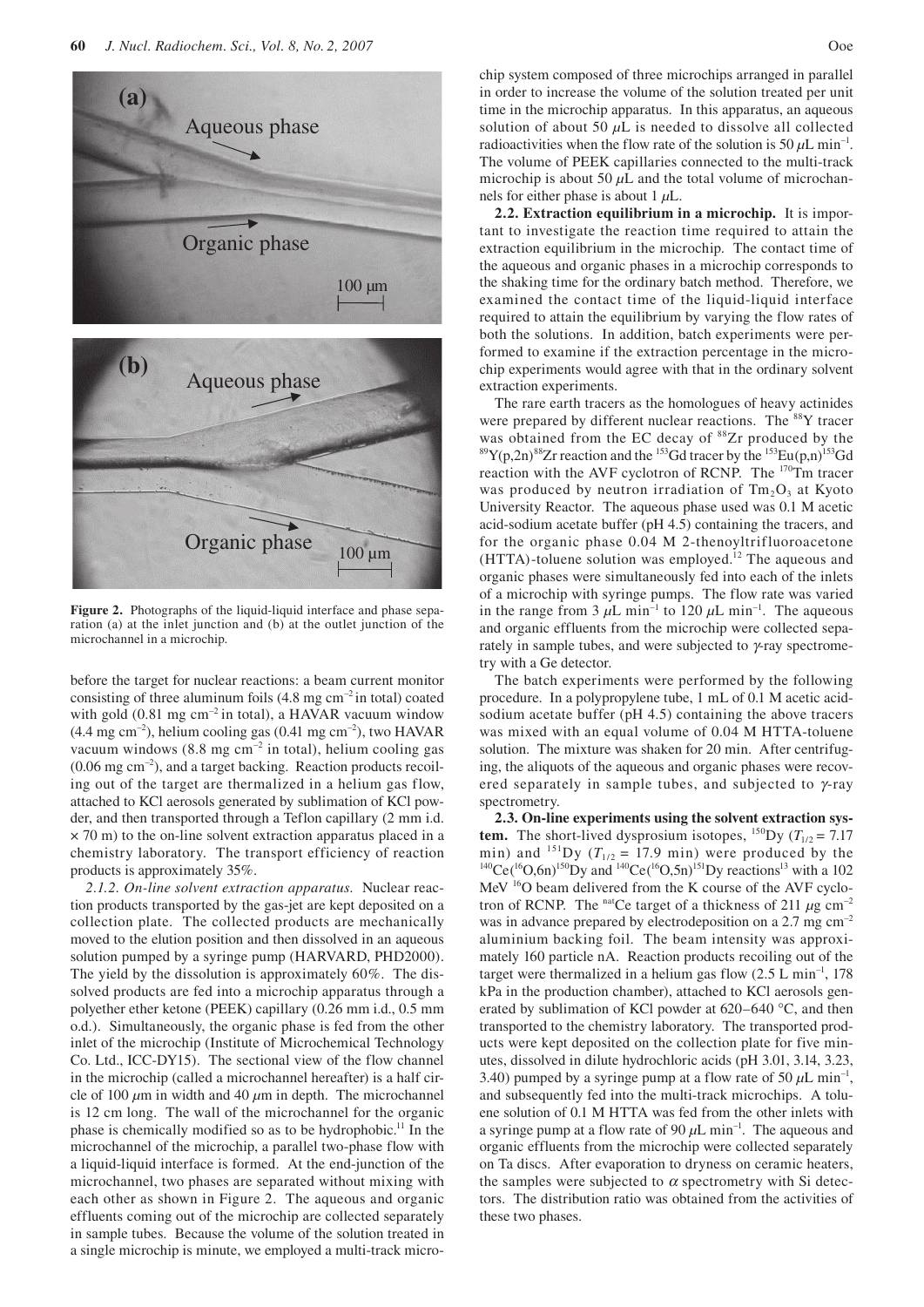**Figure 2.** Photographs of the liquid-liquid interface and phase separation (a) at the inlet junction and (b) at the outlet junction of the microchannel in a microchip.

before the target for nuclear reactions: a beam current monitor consisting of three aluminum foils (4.8 mg cm$^{-2}$ in total) coated with gold (0.81 mg cm$^{-2}$ in total), a HAVAR vacuum window (4.4 mg cm$^{-2}$), helium cooling gas (0.41 mg cm$^{-2}$), two HAVAR vacuum windows (8.8 mg cm$^{-2}$ in total), helium cooling gas (0.06 mg cm$^{-2}$), and a target backing. Reaction products recoiling out of the target are thermalized in a helium gas flow, attached to KCl aerosols generated by sublimation of KCl powder, and then transported through a Teflon capillary (2 mm i.d. × 70 m) to the on-line solvent extraction apparatus placed in a chemistry laboratory. The transport efficiency of reaction products is approximately 35%.

*2.1.2. On-line solvent extraction apparatus.* Nuclear reaction products transported by the gas-jet are kept deposited on a collection plate. The collected products are mechanically moved to the elution position and then dissolved in an aqueous solution pumped by a syringe pump (HARVARD, PHD2000). The yield by the dissolution is approximately 60%. The dissolved products are fed into a microchip apparatus through a polyether ether ketone (PEEK) capillary (0.26 mm i.d., 0.5 mm o.d.). Simultaneously, the organic phase is fed from the other inlet of the microchip (Institute of Microchemical Technology Co. Ltd., ICC-DY15). The sectional view of the flow channel in the microchip (called a microchannel hereafter) is a half circle of 100 $\mu$m in width and 40 $\mu$m in depth. The microchannel is 12 cm long. The wall of the microchannel for the organic phase is chemically modified so as to be hydrophobic.[11] In the microchannel of the microchip, a parallel two-phase flow with a liquid-liquid interface is formed. At the end-junction of the microchannel, two phases are separated without mixing with each other as shown in Figure 2. The aqueous and organic effluents coming out of the microchip are collected separately in sample tubes. Because the volume of the solution treated in a single microchip is minute, we employed a multi-track microchip system composed of three microchips arranged in parallel in order to increase the volume of the solution treated per unit time in the microchip apparatus. In this apparatus, an aqueous solution of about 50 $\mu$L is needed to dissolve all collected radioactivities when the flow rate of the solution is 50 $\mu$L min$^{-1}$. The volume of PEEK capillaries connected to the multi-track microchip is about 50 $\mu$L and the total volume of microchannels for either phase is about 1 $\mu$L.

**2.2. Extraction equilibrium in a microchip.** It is important to investigate the reaction time required to attain the extraction equilibrium in the microchip. The contact time of the aqueous and organic phases in a microchip corresponds to the shaking time for the ordinary batch method. Therefore, we examined the contact time of the liquid-liquid interface required to attain the equilibrium by varying the flow rates of both the solutions. In addition, batch experiments were performed to examine if the extraction percentage in the microchip experiments would agree with that in the ordinary solvent extraction experiments.

The rare earth tracers as the homologues of heavy actinides were prepared by different nuclear reactions. The $^{88}$Y tracer was obtained from the EC decay of $^{88}$Zr produced by the $^{89}$Y(p,2n)$^{88}$Zr reaction and the $^{153}$Gd tracer by the $^{153}$Eu(p,n)$^{153}$Gd reaction with the AVF cyclotron of RCNP. The $^{170}$Tm tracer was produced by neutron irradiation of $Tm_2O_3$ at Kyoto University Reactor. The aqueous phase used was 0.1 M acetic acid-sodium acetate buffer (pH 4.5) containing the tracers, and for the organic phase 0.04 M 2-thenoyltrifluoroacetone (HTTA)-toluene solution was employed.[12] The aqueous and organic phases were simultaneously fed into each of the inlets of a microchip with syringe pumps. The flow rate was varied in the range from 3 $\mu$L min$^{-1}$ to 120 $\mu$L min$^{-1}$. The aqueous and organic effluents from the microchip were collected separately in sample tubes, and were subjected to $\gamma$-ray spectrometry with a Ge detector.

The batch experiments were performed by the following procedure. In a polypropylene tube, 1 mL of 0.1 M acetic acid-sodium acetate buffer (pH 4.5) containing the above tracers was mixed with an equal volume of 0.04 M HTTA-toluene solution. The mixture was shaken for 20 min. After centrifuging, the aliquots of the aqueous and organic phases were recovered separately in sample tubes, and subjected to $\gamma$-ray spectrometry.

**2.3. On-line experiments using the solvent extraction system.** The short-lived dysprosium isotopes, $^{150}$Dy ($T_{1/2}$ = 7.17 min) and $^{151}$Dy ($T_{1/2}$ = 17.9 min) were produced by the $^{140}$Ce($^{16}$O,6n)$^{150}$Dy and $^{140}$Ce($^{16}$O,5n)$^{151}$Dy reactions[13] with a 102 MeV $^{16}$O beam delivered from the K course of the AVF cyclotron of RCNP. The $^{nat}$Ce target of a thickness of 211 $\mu$g cm$^{-2}$ was in advance prepared by electrodeposition on a 2.7 mg cm$^{-2}$ aluminium backing foil. The beam intensity was approximately 160 particle nA. Reaction products recoiling out of the target were thermalized in a helium gas flow (2.5 L min$^{-1}$, 178 kPa in the production chamber), attached to KCl aerosols generated by sublimation of KCl powder at 620–640 °C, and then transported to the chemistry laboratory. The transported products were kept deposited on the collection plate for five minutes, dissolved in dilute hydrochloric acids (pH 3.01, 3.14, 3.23, 3.40) pumped by a syringe pump at a flow rate of 50 $\mu$L min$^{-1}$, and subsequently fed into the multi-track microchips. A toluene solution of 0.1 M HTTA was fed from the other inlets with a syringe pump at a flow rate of 90 $\mu$L min$^{-1}$. The aqueous and organic effluents from the microchip were collected separately on Ta discs. After evaporation to dryness on ceramic heaters, the samples were subjected to $\alpha$ spectrometry with Si detectors. The distribution ratio was obtained from the activities of these two phases.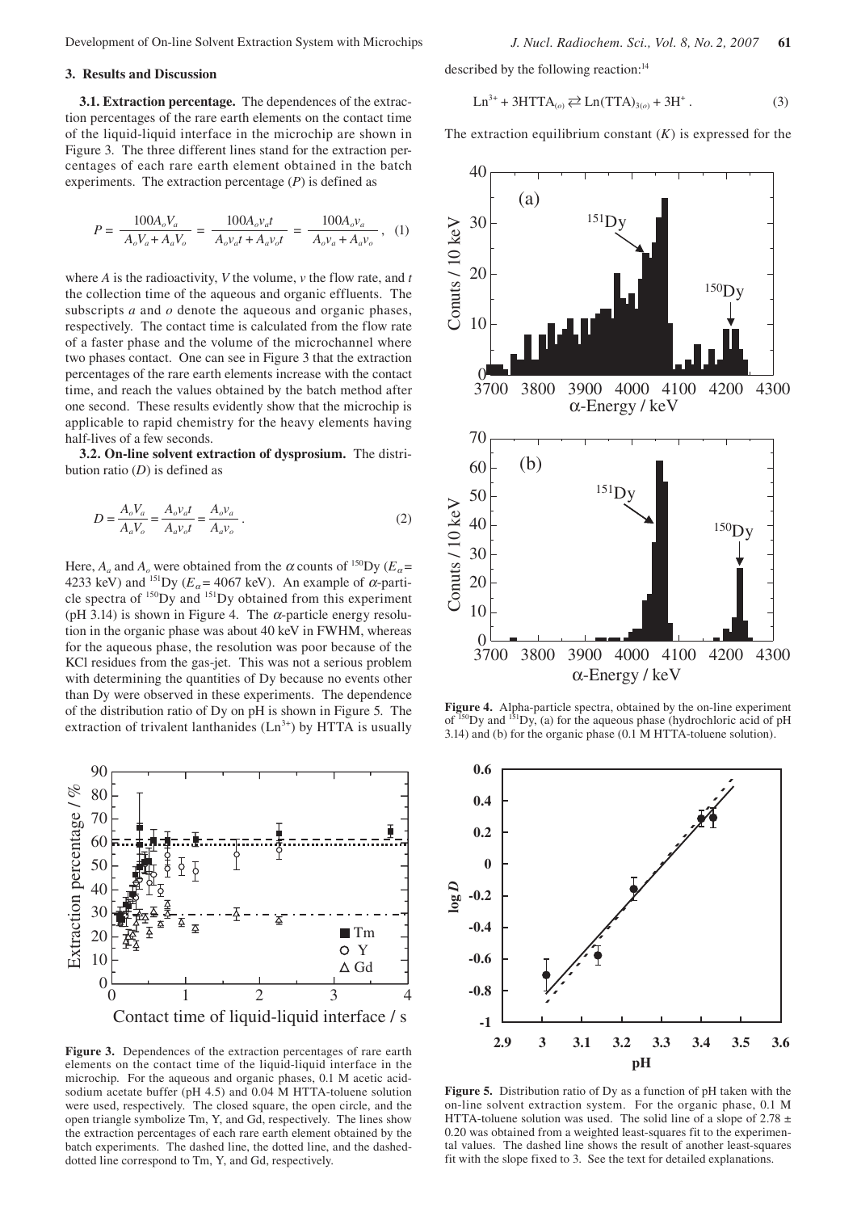## 3. Results and Discussion

**3.1. Extraction percentage.** The dependences of the extraction percentages of the rare earth elements on the contact time of the liquid-liquid interface in the microchip are shown in Figure 3. The three different lines stand for the extraction percentages of each rare earth element obtained in the batch experiments. The extraction percentage ($P$) is defined as

$$P = \frac{100A_oV_a}{A_oV_a + A_aV_o} = \frac{100A_ov_at}{A_ov_at + A_av_ot} = \frac{100A_ov_a}{A_ov_a + A_av_o}, \quad (1)$$

where $A$ is the radioactivity, $V$ the volume, $v$ the flow rate, and $t$ the collection time of the aqueous and organic effluents. The subscripts $a$ and $o$ denote the aqueous and organic phases, respectively. The contact time is calculated from the flow rate of a faster phase and the volume of the microchannel where two phases contact. One can see in Figure 3 that the extraction percentages of the rare earth elements increase with the contact time, and reach the values obtained by the batch method after one second. These results evidently show that the microchip is applicable to rapid chemistry for the heavy elements having half-lives of a few seconds.

**3.2. On-line solvent extraction of dysprosium.** The distribution ratio ($D$) is defined as

$$D = \frac{A_oV_a}{A_aV_o} = \frac{A_ov_at}{A_av_ot} = \frac{A_ov_a}{A_av_o}. \quad (2)$$

Here, $A_a$ and $A_o$ were obtained from the $\alpha$ counts of $^{150}$Dy ($E_\alpha$ = 4233 keV) and $^{151}$Dy ($E_\alpha$ = 4067 keV). An example of $\alpha$-particle spectra of $^{150}$Dy and $^{151}$Dy obtained from this experiment (pH 3.14) is shown in Figure 4. The $\alpha$-particle energy resolution in the organic phase was about 40 keV in FWHM, whereas for the aqueous phase, the resolution was poor because of the KCl residues from the gas-jet. This was not a serious problem with determining the quantities of Dy because no events other than Dy were observed in these experiments. The dependence of the distribution ratio of Dy on pH is shown in Figure 5. The extraction of trivalent lanthanides ($Ln^{3+}$) by HTTA is usually described by the following reaction:[14]

$$Ln^{3+} + 3HTTA_{(o)} \rightleftarrows Ln(TTA)_{3(o)} + 3H^+. \quad (3)$$

The extraction equilibrium constant ($K$) is expressed for the

Extraction percentage / %
0 10 20 30 40 50 60 70 80 90
Contact time of liquid-liquid interface / s
0 1 2 3 4
■ Tm
○ Y
△ Gd

**Figure 3.** Dependences of the extraction percentages of rare earth elements on the contact time of the liquid-liquid interface in the microchip. For the aqueous and organic phases, 0.1 M acetic acid-sodium acetate buffer (pH 4.5) and 0.04 M HTTA-toluene solution were used, respectively. The closed square, the open circle, and the open triangle symbolize Tm, Y, and Gd, respectively. The lines show the extraction percentages of each rare earth element obtained by the batch experiments. The dashed line, the dotted line, and the dashed-dotted line correspond to Tm, Y, and Gd, respectively.

(a)
$^{151}$Dy
$^{150}$Dy
Conuts / 10 keV
0 10 20 30 40
$\alpha$-Energy / keV
3700 3800 3900 4000 4100 4200 4300

(b)
$^{151}$Dy
$^{150}$Dy
Conuts / 10 keV
0 10 20 30 40 50 60 70
$\alpha$-Energy / keV
3700 3800 3900 4000 4100 4200 4300

**Figure 4.** Alpha-particle spectra, obtained by the on-line experiment of $^{150}$Dy and $^{151}$Dy, (a) for the aqueous phase (hydrochloric acid of pH 3.14) and (b) for the organic phase (0.1 M HTTA-toluene solution).

**log *D***
-1 -0.8 -0.6 -0.4 -0.2 0 0.2 0.4 0.6
**pH**
2.9 3 3.1 3.2 3.3 3.4 3.5 3.6

**Figure 5.** Distribution ratio of Dy as a function of pH taken with the on-line solvent extraction system. For the organic phase, 0.1 M HTTA-toluene solution was used. The solid line of a slope of 2.78 ± 0.20 was obtained from a weighted least-squares fit to the experimental values. The dashed line shows the result of another least-squares fit with the slope fixed to 3. See the text for detailed explanations.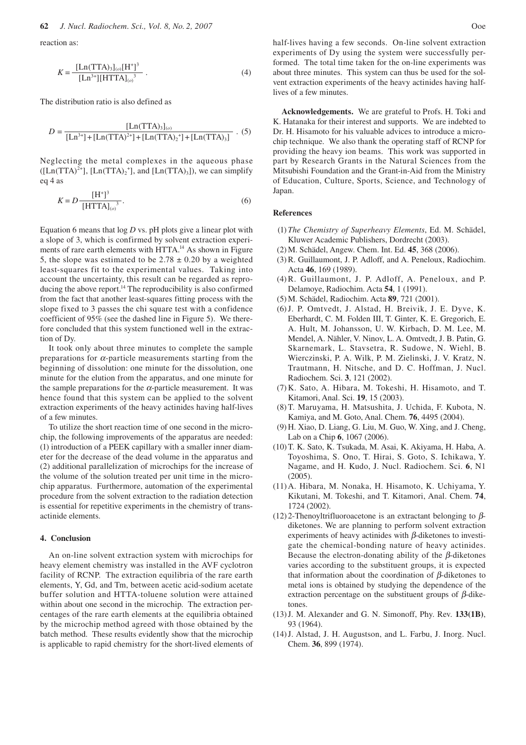reaction as:

$$K = \frac{[\mathrm{Ln(TTA)_3}]_{(o)}[\mathrm{H^+}]^3}{[\mathrm{Ln^{3+}}][\mathrm{HTTA}]_{(o)}{}^3} \,. \tag{4}$$

The distribution ratio is also defined as

$$D = \frac{[\mathrm{Ln(TTA)_3}]_{(o)}}{[\mathrm{Ln^{3+}}] + [\mathrm{Ln(TTA)^{2+}}] + [\mathrm{Ln(TTA)_2{}^+}] + [\mathrm{Ln(TTA)_3}]} \,. \tag{5}$$

Neglecting the metal complexes in the aqueous phase ($[\mathrm{Ln(TTA)^{2+}}]$, $[\mathrm{Ln(TTA)_2{}^+}]$, and $[\mathrm{Ln(TTA)_3}]$), we can simplify eq 4 as

$$K = D\frac{[\mathrm{H^+}]^3}{[\mathrm{HTTA}]_{(o)}{}^3} \,. \tag{6}$$

Equation 6 means that log $D$ vs. pH plots give a linear plot with a slope of 3, which is confirmed by solvent extraction experiments of rare earth elements with HTTA.[14] As shown in Figure 5, the slope was estimated to be $2.78 \pm 0.20$ by a weighted least-squares fit to the experimental values. Taking into account the uncertainty, this result can be regarded as reproducing the above report.[14] The reproducibility is also confirmed from the fact that another least-squares fitting process with the slope fixed to 3 passes the chi square test with a confidence coefficient of 95% (see the dashed line in Figure 5). We therefore concluded that this system functioned well in the extraction of Dy.

It took only about three minutes to complete the sample preparations for $\alpha$-particle measurements starting from the beginning of dissolution: one minute for the dissolution, one minute for the elution from the apparatus, and one minute for the sample preparations for the $\alpha$-particle measurement. It was hence found that this system can be applied to the solvent extraction experiments of the heavy actinides having half-lives of a few minutes.

To utilize the short reaction time of one second in the microchip, the following improvements of the apparatus are needed: (1) introduction of a PEEK capillary with a smaller inner diameter for the decrease of the dead volume in the apparatus and (2) additional parallelization of microchips for the increase of the volume of the solution treated per unit time in the microchip apparatus. Furthermore, automation of the experimental procedure from the solvent extraction to the radiation detection is essential for repetitive experiments in the chemistry of transactinide elements.

## 4. Conclusion

An on-line solvent extraction system with microchips for heavy element chemistry was installed in the AVF cyclotron facility of RCNP. The extraction equilibria of the rare earth elements, Y, Gd, and Tm, between acetic acid-sodium acetate buffer solution and HTTA-toluene solution were attained within about one second in the microchip. The extraction percentages of the rare earth elements at the equilibria obtained by the microchip method agreed with those obtained by the batch method. These results evidently show that the microchip is applicable to rapid chemistry for the short-lived elements of half-lives having a few seconds. On-line solvent extraction experiments of Dy using the system were successfully performed. The total time taken for the on-line experiments was about three minutes. This system can thus be used for the solvent extraction experiments of the heavy actinides having half-lives of a few minutes.

**Acknowledgements.** We are grateful to Profs. H. Toki and K. Hatanaka for their interest and supports. We are indebted to Dr. H. Hisamoto for his valuable advices to introduce a microchip technique. We also thank the operating staff of RCNP for providing the heavy ion beams. This work was supported in part by Research Grants in the Natural Sciences from the Mitsubishi Foundation and the Grant-in-Aid from the Ministry of Education, Culture, Sports, Science, and Technology of Japan.

## References

(1) *The Chemistry of Superheavy Elements*, Ed. M. Schädel, Kluwer Academic Publishers, Dordrecht (2003).

(2) M. Schädel, Angew. Chem. Int. Ed. **45**, 368 (2006).

(3) R. Guillaumont, J. P. Adloff, and A. Peneloux, Radiochim. Acta **46**, 169 (1989).

(4) R. Guillaumont, J. P. Adloff, A. Peneloux, and P. Delamoye, Radiochim. Acta **54**, 1 (1991).

(5) M. Schädel, Radiochim. Acta **89**, 721 (2001).

(6) J. P. Omtvedt, J. Alstad, H. Breivik, J. E. Dyve, K. Eberhardt, C. M. Folden III, T. Ginter, K. E. Gregorich, E. A. Hult, M. Johansson, U. W. Kirbach, D. M. Lee, M. Mendel, A. Nähler, V. Ninov, L. A. Omtvedt, J. B. Patin, G. Skarnemark, L. Stavsetra, R. Sudowe, N. Wiehl, B. Wierczinski, P. A. Wilk, P. M. Zielinski, J. V. Kratz, N. Trautmann, H. Nitsche, and D. C. Hoffman, J. Nucl. Radiochem. Sci. **3**, 121 (2002).

(7) K. Sato, A. Hibara, M. Tokeshi, H. Hisamoto, and T. Kitamori, Anal. Sci. **19**, 15 (2003).

(8) T. Maruyama, H. Matsushita, J. Uchida, F. Kubota, N. Kamiya, and M. Goto, Anal. Chem. **76**, 4495 (2004).

(9) H. Xiao, D. Liang, G. Liu, M. Guo, W. Xing, and J. Cheng, Lab on a Chip **6**, 1067 (2006).

(10) T. K. Sato, K. Tsukada, M. Asai, K. Akiyama, H. Haba, A. Toyoshima, S. Ono, T. Hirai, S. Goto, S. Ichikawa, Y. Nagame, and H. Kudo, J. Nucl. Radiochem. Sci. **6**, N1 (2005).

(11) A. Hibara, M. Nonaka, H. Hisamoto, K. Uchiyama, Y. Kikutani, M. Tokeshi, and T. Kitamori, Anal. Chem. **74**, 1724 (2002).

(12) 2-Thenoyltrifluoroacetone is an extractant belonging to $\beta$-diketones. We are planning to perform solvent extraction experiments of heavy actinides with $\beta$-diketones to investigate the chemical-bonding nature of heavy actinides. Because the electron-donating ability of the $\beta$-diketones varies according to the substituent groups, it is expected that information about the coordination of $\beta$-diketones to metal ions is obtained by studying the dependence of the extraction percentage on the substituent groups of $\beta$-diketones.

(13) J. M. Alexander and G. N. Simonoff, Phy. Rev. **133(1B)**, 93 (1964).

(14) J. Alstad, J. H. Augustson, and L. Farbu, J. Inorg. Nucl. Chem. **36**, 899 (1974).